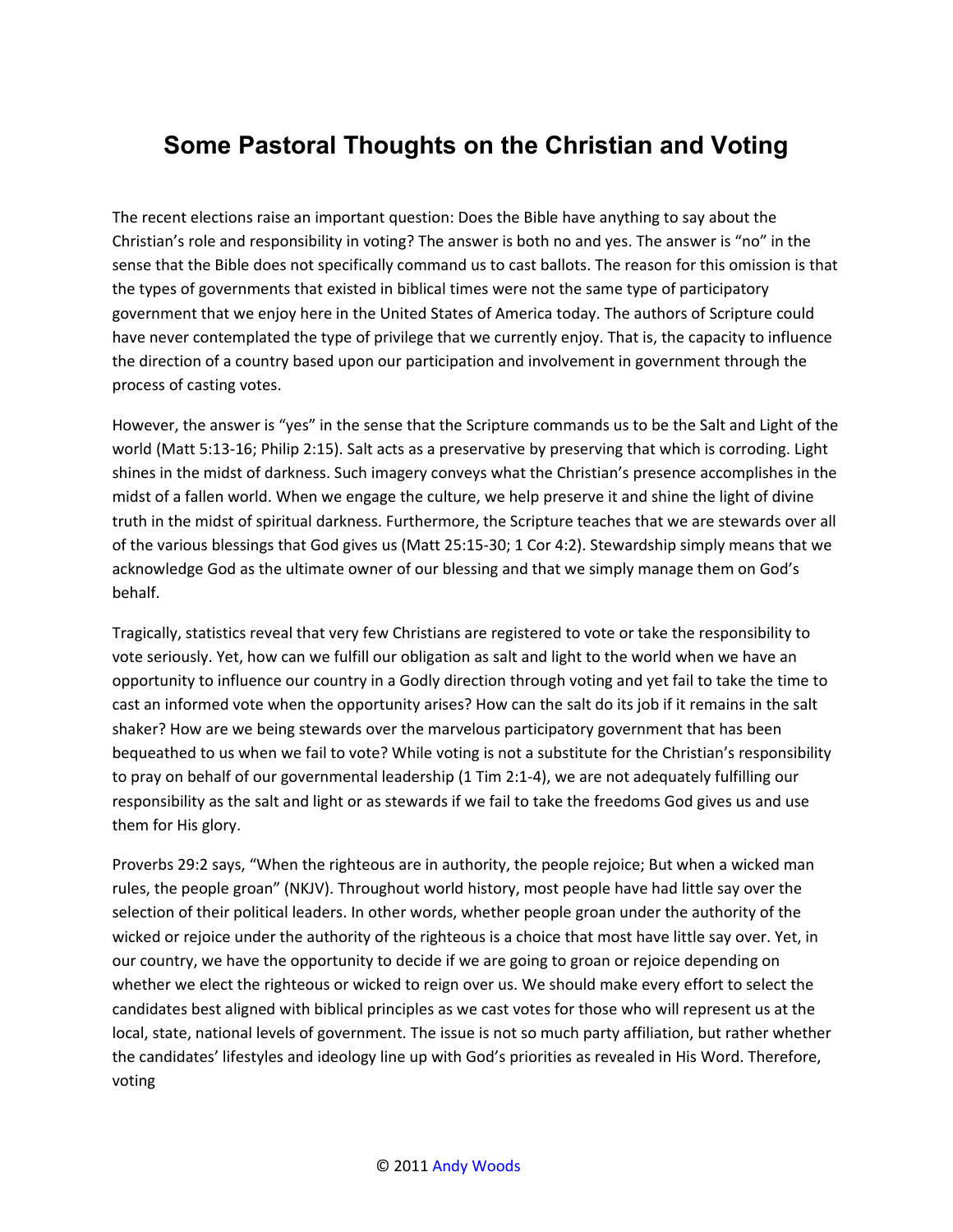# Some Pastoral Thoughts on the Christian and Voting

The recent elections raise an important question: Does the Bible have anything to say about the Christian's role and responsibility in voting? The answer is both no and yes. The answer is "no" in the sense that the Bible does not specifically command us to cast ballots. The reason for this omission is that the types of governments that existed in biblical times were not the same type of participatory government that we enjoy here in the United States of America today. The authors of Scripture could have never contemplated the type of privilege that we currently enjoy. That is, the capacity to influence the direction of a country based upon our participation and involvement in government through the process of casting votes.

However, the answer is "yes" in the sense that the Scripture commands us to be the Salt and Light of the world (Matt 5:13-16; Philip 2:15). Salt acts as a preservative by preserving that which is corroding. Light shines in the midst of darkness. Such imagery conveys what the Christian's presence accomplishes in the midst of a fallen world. When we engage the culture, we help preserve it and shine the light of divine truth in the midst of spiritual darkness. Furthermore, the Scripture teaches that we are stewards over all of the various blessings that God gives us (Matt 25:15-30; 1 Cor 4:2). Stewardship simply means that we acknowledge God as the ultimate owner of our blessing and that we simply manage them on God's behalf.

Tragically, statistics reveal that very few Christians are registered to vote or take the responsibility to vote seriously. Yet, how can we fulfill our obligation as salt and light to the world when we have an opportunity to influence our country in a Godly direction through voting and yet fail to take the time to cast an informed vote when the opportunity arises? How can the salt do its job if it remains in the salt shaker? How are we being stewards over the marvelous participatory government that has been bequeathed to us when we fail to vote? While voting is not a substitute for the Christian's responsibility to pray on behalf of our governmental leadership (1 Tim 2:1-4), we are not adequately fulfilling our responsibility as the salt and light or as stewards if we fail to take the freedoms God gives us and use them for His glory.

Proverbs 29:2 says, "When the righteous are in authority, the people rejoice; But when a wicked man rules, the people groan" (NKJV). Throughout world history, most people have had little say over the selection of their political leaders. In other words, whether people groan under the authority of the wicked or rejoice under the authority of the righteous is a choice that most have little say over. Yet, in our country, we have the opportunity to decide if we are going to groan or rejoice depending on whether we elect the righteous or wicked to reign over us. We should make every effort to select the candidates best aligned with biblical principles as we cast votes for those who will represent us at the local, state, national levels of government. The issue is not so much party affiliation, but rather whether the candidates' lifestyles and ideology line up with God's priorities as revealed in His Word. Therefore, voting

© 2011 Andy Woods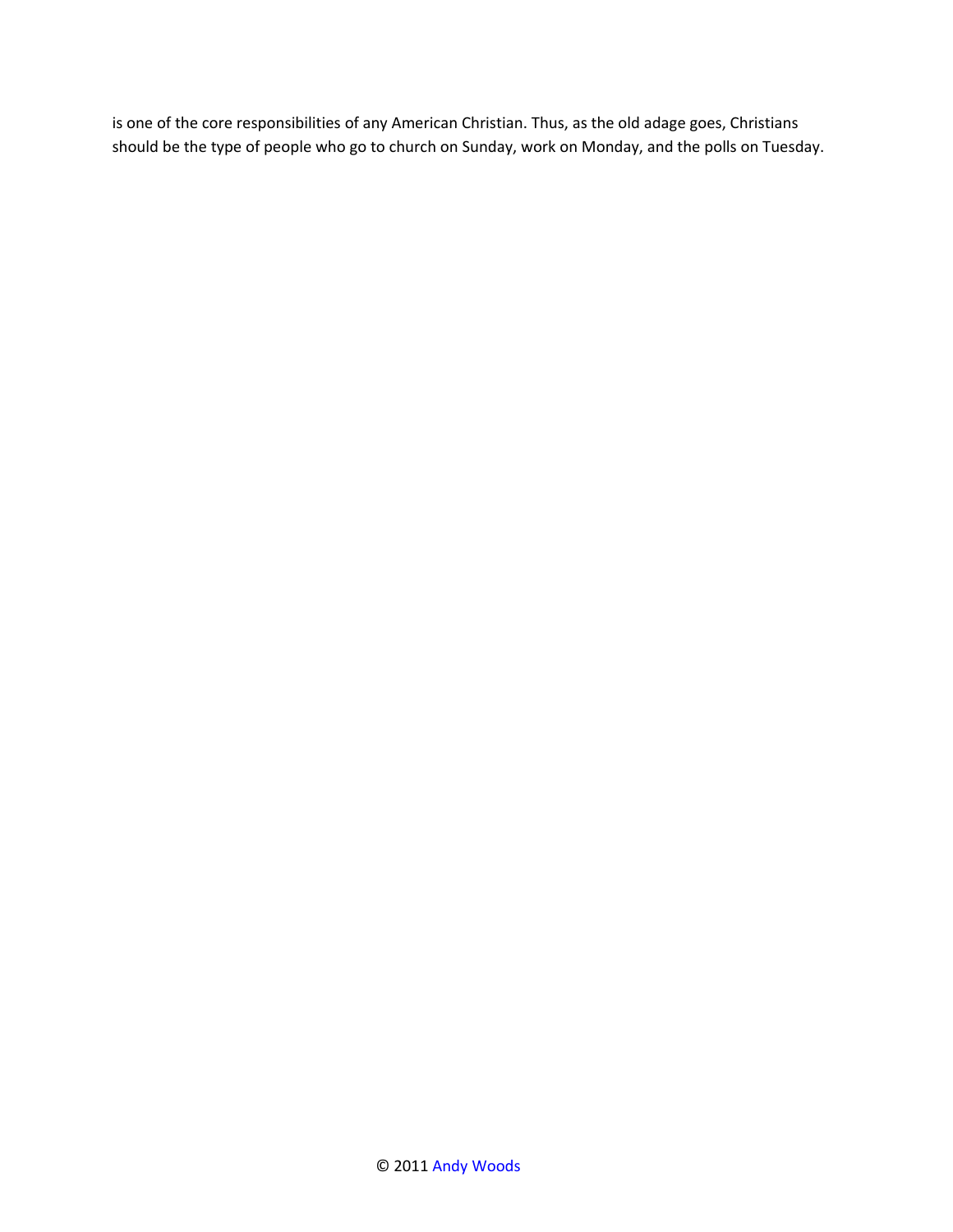is one of the core responsibilities of any American Christian. Thus, as the old adage goes, Christians should be the type of people who go to church on Sunday, work on Monday, and the polls on Tuesday.

© 2011 Andy Woods